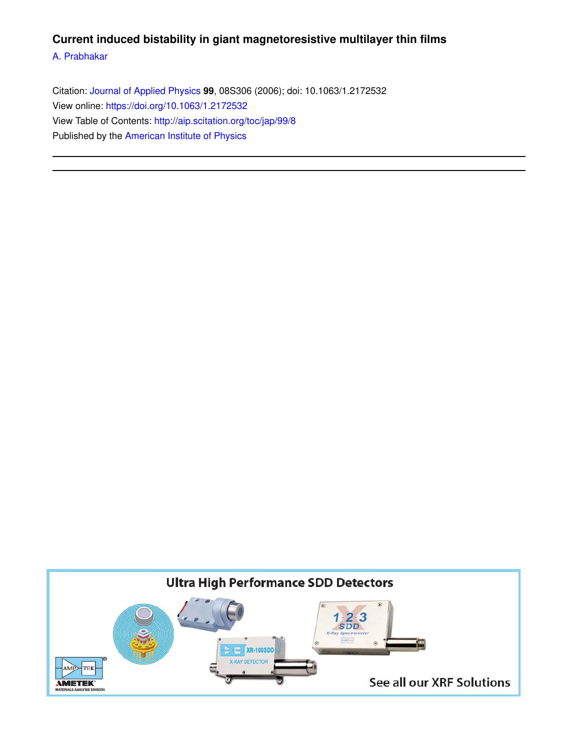# Current induced bistability in giant magnetoresistive multilayer thin films

A. Prabhakar

Citation: Journal of Applied Physics **99**, 08S306 (2006); doi: 10.1063/1.2172532

View online: https://doi.org/10.1063/1.2172532

View Table of Contents: http://aip.scitation.org/toc/jap/99/8

Published by the American Institute of Physics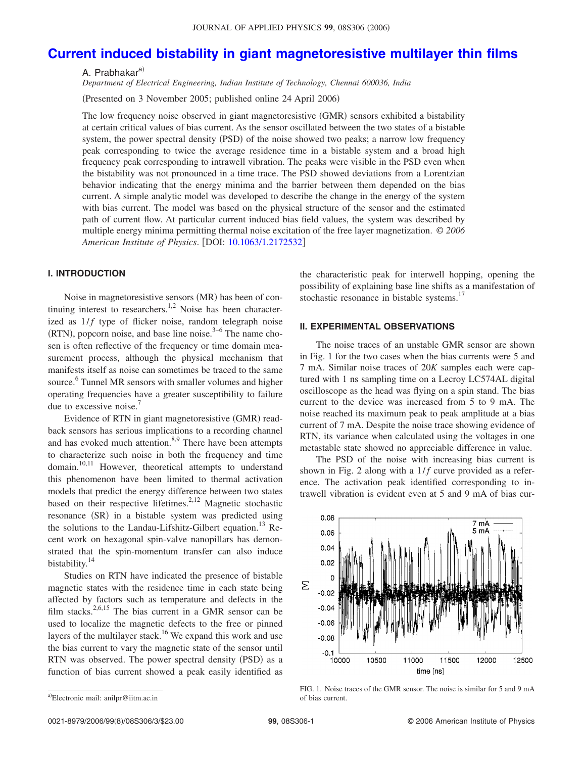# Current induced bistability in giant magnetoresistive multilayer thin films

A. Prabhakar[a)]

*Department of Electrical Engineering, Indian Institute of Technology, Chennai 600036, India*

(Presented on 3 November 2005; published online 24 April 2006)

The low frequency noise observed in giant magnetoresistive (GMR) sensors exhibited a bistability at certain critical values of bias current. As the sensor oscillated between the two states of a bistable system, the power spectral density (PSD) of the noise showed two peaks; a narrow low frequency peak corresponding to twice the average residence time in a bistable system and a broad high frequency peak corresponding to intrawell vibration. The peaks were visible in the PSD even when the bistability was not pronounced in a time trace. The PSD showed deviations from a Lorentzian behavior indicating that the energy minima and the barrier between them depended on the bias current. A simple analytic model was developed to describe the change in the energy of the system with bias current. The model was based on the physical structure of the sensor and the estimated path of current flow. At particular current induced bias field values, the system was described by multiple energy minima permitting thermal noise excitation of the free layer magnetization. *© 2006 American Institute of Physics*. [DOI: 10.1063/1.2172532]

## I. INTRODUCTION

Noise in magnetoresistive sensors (MR) has been of continuing interest to researchers.[1,2] Noise has been characterized as $1/f$ type of flicker noise, random telegraph noise (RTN), popcorn noise, and base line noise.[3–6] The name chosen is often reflective of the frequency or time domain measurement process, although the physical mechanism that manifests itself as noise can sometimes be traced to the same source.[6] Tunnel MR sensors with smaller volumes and higher operating frequencies have a greater susceptibility to failure due to excessive noise.[7]

Evidence of RTN in giant magnetoresistive (GMR) readback sensors has serious implications to a recording channel and has evoked much attention.[8,9] There have been attempts to characterize such noise in both the frequency and time domain.[10,11] However, theoretical attempts to understand this phenomenon have been limited to thermal activation models that predict the energy difference between two states based on their respective lifetimes.[2,12] Magnetic stochastic resonance (SR) in a bistable system was predicted using the solutions to the Landau-Lifshitz-Gilbert equation.[13] Recent work on hexagonal spin-valve nanopillars has demonstrated that the spin-momentum transfer can also induce bistability.[14]

Studies on RTN have indicated the presence of bistable magnetic states with the residence time in each state being affected by factors such as temperature and defects in the film stacks.[2,6,15] The bias current in a GMR sensor can be used to localize the magnetic defects to the free or pinned layers of the multilayer stack.[16] We expand this work and use the bias current to vary the magnetic state of the sensor until RTN was observed. The power spectral density (PSD) as a function of bias current showed a peak easily identified as the characteristic peak for interwell hopping, opening the possibility of explaining base line shifts as a manifestation of stochastic resonance in bistable systems.[17]

## II. EXPERIMENTAL OBSERVATIONS

The noise traces of an unstable GMR sensor are shown in Fig. 1 for the two cases when the bias currents were 5 and 7 mA. Similar noise traces of $20K$ samples each were captured with 1 ns sampling time on a Lecroy LC574AL digital oscilloscope as the head was flying on a spin stand. The bias current to the device was increased from 5 to 9 mA. The noise reached its maximum peak to peak amplitude at a bias current of 7 mA. Despite the noise trace showing evidence of RTN, its variance when calculated using the voltages in one metastable state showed no appreciable difference in value.

The PSD of the noise with increasing bias current is shown in Fig. 2 along with a $1/f$ curve provided as a reference. The activation peak identified corresponding to intrawell vibration is evident even at 5 and 9 mA of bias cur-

FIG. 1. Noise traces of the GMR sensor. The noise is similar for 5 and 9 mA of bias current.

[a)]Electronic mail: anilpr@iitm.ac.in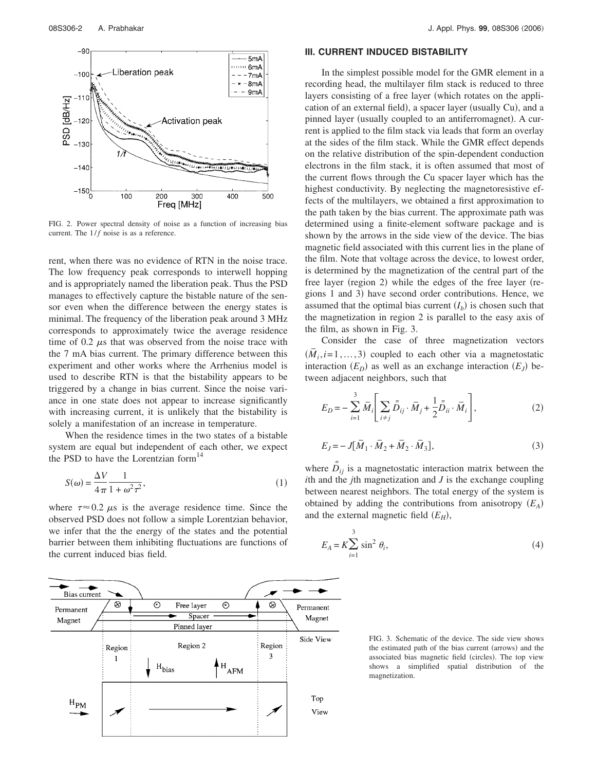FIG. 2. Power spectral density of noise as a function of increasing bias current. The $1/f$ noise is as a reference.

rent, when there was no evidence of RTN in the noise trace. The low frequency peak corresponds to interwell hopping and is appropriately named the liberation peak. Thus the PSD manages to effectively capture the bistable nature of the sensor even when the difference between the energy states is minimal. The frequency of the liberation peak around 3 MHz corresponds to approximately twice the average residence time of 0.2 $\mu$s that was observed from the noise trace with the 7 mA bias current. The primary difference between this experiment and other works where the Arrhenius model is used to describe RTN is that the bistability appears to be triggered by a change in bias current. Since the noise variance in one state does not appear to increase significantly with increasing current, it is unlikely that the bistability is solely a manifestation of an increase in temperature.

When the residence times in the two states of a bistable system are equal but independent of each other, we expect the PSD to have the Lorentzian form[14]

$$S(\omega) = \frac{\Delta V}{4\pi} \frac{1}{1 + \omega^2 \tau^2}, \tag{1}$$

where $\tau \approx 0.2$ $\mu$s is the average residence time. Since the observed PSD does not follow a simple Lorentzian behavior, we infer that the the energy of the states and the potential barrier between them inhibiting fluctuations are functions of the current induced bias field.

## III. CURRENT INDUCED BISTABILITY

In the simplest possible model for the GMR element in a recording head, the multilayer film stack is reduced to three layers consisting of a free layer (which rotates on the application of an external field), a spacer layer (usually Cu), and a pinned layer (usually coupled to an antiferromagnet). A current is applied to the film stack via leads that form an overlay at the sides of the film stack. While the GMR effect depends on the relative distribution of the spin-dependent conduction electrons in the film stack, it is often assumed that most of the current flows through the Cu spacer layer which has the highest conductivity. By neglecting the magnetoresistive effects of the multilayers, we obtained a first approximation to the path taken by the bias current. The approximate path was determined using a finite-element software package and is shown by the arrows in the side view of the device. The bias magnetic field associated with this current lies in the plane of the film. Note that voltage across the device, to lowest order, is determined by the magnetization of the central part of the free layer (region 2) while the edges of the free layer (regions 1 and 3) have second order contributions. Hence, we assumed that the optimal bias current ($I_b$) is chosen such that the magnetization in region 2 is parallel to the easy axis of the film, as shown in Fig. 3.

Consider the case of three magnetization vectors ($\bar{M}_i, i=1,\ldots,3$) coupled to each other via a magnetostatic interaction ($E_D$) as well as an exchange interaction ($E_J$) between adjacent neighbors, such that

$$E_D = -\sum_{i=1}^{3} \bar{M}_i \left[ \sum_{i \neq j} \bar{\bar{D}}_{ij} \cdot \bar{M}_j + \frac{1}{2} \bar{\bar{D}}_{ii} \cdot \bar{M}_i \right], \tag{2}$$

$$E_J = -J[\bar{M}_1 \cdot \bar{M}_2 + \bar{M}_2 \cdot \bar{M}_3], \tag{3}$$

where $\bar{\bar{D}}_{ij}$ is a magnetostatic interaction matrix between the $i$th and the $j$th magnetization and $J$ is the exchange coupling between nearest neighbors. The total energy of the system is obtained by adding the contributions from anisotropy ($E_A$) and the external magnetic field ($E_H$),

$$E_A = K \sum_{i=1}^{3} \sin^2 \theta_i, \tag{4}$$

FIG. 3. Schematic of the device. The side view shows the estimated path of the bias current (arrows) and the associated bias magnetic field (circles). The top view shows a simplified spatial distribution of the magnetization.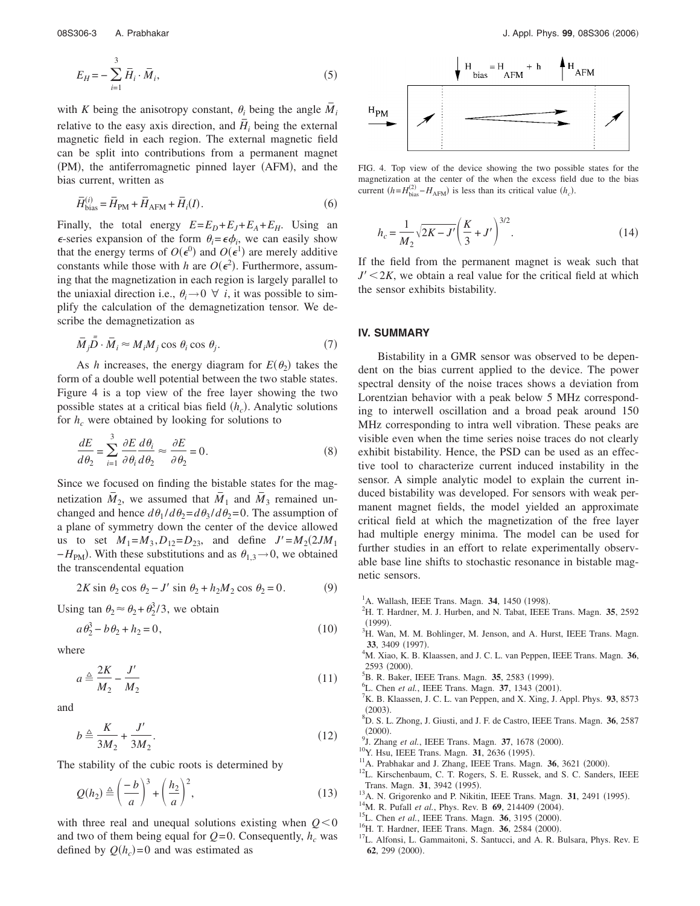$$E_H = -\sum_{i=1}^{3} \bar{H}_i \cdot \bar{M}_i, \tag{5}$$

with $K$ being the anisotropy constant, $\theta_i$ being the angle $\bar{M}_i$ relative to the easy axis direction, and $\bar{H}_i$ being the external magnetic field in each region. The external magnetic field can be split into contributions from a permanent magnet (PM), the antiferromagnetic pinned layer (AFM), and the bias current, written as

$$\bar{H}_{\text{bias}}^{(i)} = \bar{H}_{\text{PM}} + \bar{H}_{\text{AFM}} + \bar{H}_i(I). \tag{6}$$

Finally, the total energy $E = E_D + E_J + E_A + E_H$. Using an $\epsilon$-series expansion of the form $\theta_i = \epsilon \phi_i$, we can easily show that the energy terms of $O(\epsilon^0)$ and $O(\epsilon^1)$ are merely additive constants while those with $h$ are $O(\epsilon^2)$. Furthermore, assuming that the magnetization in each region is largely parallel to the uniaxial direction i.e., $\theta_i \to 0 \ \forall \ i$, it was possible to simplify the calculation of the demagnetization tensor. We describe the demagnetization as

$$\bar{M}_j \bar{\bar{D}} \cdot \bar{M}_i \approx M_i M_j \cos \theta_i \cos \theta_j. \tag{7}$$

As $h$ increases, the energy diagram for $E(\theta_2)$ takes the form of a double well potential between the two stable states. Figure 4 is a top view of the free layer showing the two possible states at a critical bias field ($h_c$). Analytic solutions for $h_c$ were obtained by looking for solutions to

$$\frac{dE}{d\theta_2} = \sum_{i=1}^{3} \frac{\partial E}{\partial \theta_i} \frac{d\theta_i}{d\theta_2} \approx \frac{\partial E}{\partial \theta_2} = 0. \tag{8}$$

Since we focused on finding the bistable states for the magnetization $\bar{M}_2$, we assumed that $\bar{M}_1$ and $\bar{M}_3$ remained unchanged and hence $d\theta_1/d\theta_2 = d\theta_3/d\theta_2 = 0$. The assumption of a plane of symmetry down the center of the device allowed us to set $M_1 = M_3, D_{12} = D_{23}$, and define $J' = M_2(2JM_1 - H_{\text{PM}})$. With these substitutions and as $\theta_{1,3} \to 0$, we obtained the transcendental equation

$$2K \sin \theta_2 \cos \theta_2 - J' \sin \theta_2 + h_2 M_2 \cos \theta_2 = 0. \tag{9}$$

Using $\tan \theta_2 \approx \theta_2 + \theta_2^3/3$, we obtain

$$a\theta_2^3 - b\theta_2 + h_2 = 0, \tag{10}$$

where

$$a \triangleq \frac{2K}{M_2} - \frac{J'}{M_2} \tag{11}$$

and

$$b \triangleq \frac{K}{3M_2} + \frac{J'}{3M_2}. \tag{12}$$

The stability of the cubic roots is determined by

$$Q(h_2) \triangleq \left(\frac{-b}{a}\right)^3 + \left(\frac{h_2}{a}\right)^2, \tag{13}$$

with three real and unequal solutions existing when $Q < 0$ and two of them being equal for $Q = 0$. Consequently, $h_c$ was defined by $Q(h_c) = 0$ and was estimated as

H$_{\text{bias}}$ = H$_{\text{AFM}}$ + h
H$_{\text{AFM}}$
H$_{\text{PM}}$

FIG. 4. Top view of the device showing the two possible states for the magnetization at the center of the when the excess field due to the bias current ($h = H_{\text{bias}}^{(2)} - H_{\text{AFM}}$) is less than its critical value ($h_c$).

$$h_c = \frac{1}{M_2}\sqrt{2K - J'}\left(\frac{K}{3} + J'\right)^{3/2}. \tag{14}$$

If the field from the permanent magnet is weak such that $J' < 2K$, we obtain a real value for the critical field at which the sensor exhibits bistability.

## IV. SUMMARY

Bistability in a GMR sensor was observed to be dependent on the bias current applied to the device. The power spectral density of the noise traces shows a deviation from Lorentzian behavior with a peak below 5 MHz corresponding to interwell oscillation and a broad peak around 150 MHz corresponding to intra well vibration. These peaks are visible even when the time series noise traces do not clearly exhibit bistability. Hence, the PSD can be used as an effective tool to characterize current induced instability in the sensor. A simple analytic model to explain the current induced bistability was developed. For sensors with weak permanent magnet fields, the model yielded an approximate critical field at which the magnetization of the free layer had multiple energy minima. The model can be used for further studies in an effort to relate experimentally observable base line shifts to stochastic resonance in bistable magnetic sensors.

[1] A. Wallash, IEEE Trans. Magn. **34**, 1450 (1998).
[2] H. T. Hardner, M. J. Hurben, and N. Tabat, IEEE Trans. Magn. **35**, 2592 (1999).
[3] H. Wan, M. M. Bohlinger, M. Jenson, and A. Hurst, IEEE Trans. Magn. **33**, 3409 (1997).
[4] M. Xiao, K. B. Klaassen, and J. C. L. van Peppen, IEEE Trans. Magn. **36**, 2593 (2000).
[5] B. R. Baker, IEEE Trans. Magn. **35**, 2583 (1999).
[6] L. Chen *et al.*, IEEE Trans. Magn. **37**, 1343 (2001).
[7] K. B. Klaassen, J. C. L. van Peppen, and X. Xing, J. Appl. Phys. **93**, 8573 (2003).
[8] D. S. L. Zhong, J. Giusti, and J. F. de Castro, IEEE Trans. Magn. **36**, 2587 (2000).
[9] J. Zhang *et al.*, IEEE Trans. Magn. **37**, 1678 (2000).
[10] Y. Hsu, IEEE Trans. Magn. **31**, 2636 (1995).
[11] A. Prabhakar and J. Zhang, IEEE Trans. Magn. **36**, 3621 (2000).
[12] L. Kirschenbaum, C. T. Rogers, S. E. Russek, and S. C. Sanders, IEEE Trans. Magn. **31**, 3942 (1995).
[13] A. N. Grigorenko and P. Nikitin, IEEE Trans. Magn. **31**, 2491 (1995).
[14] M. R. Pufall *et al.*, Phys. Rev. B **69**, 214409 (2004).
[15] L. Chen *et al.*, IEEE Trans. Magn. **36**, 3195 (2000).
[16] H. T. Hardner, IEEE Trans. Magn. **36**, 2584 (2000).
[17] L. Alfonsi, L. Gammaitoni, S. Santucci, and A. R. Bulsara, Phys. Rev. E **62**, 299 (2000).